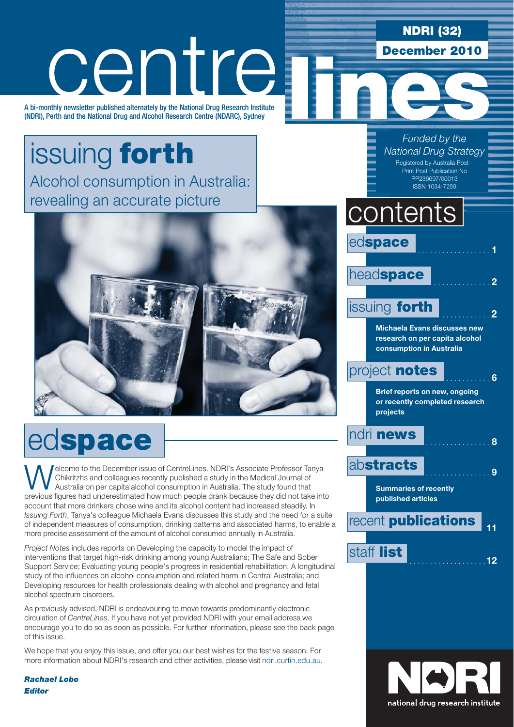# centrelines

A bi-monthly newsletter published alternately by the National Drug Research Institute (NDRI), Perth and the National Drug and Alcohol Research Centre (NDARC), Sydney

**NDRI (32)**

**December 2010**

*Funded by the National Drug Strategy*

Registered by Australia Post – Print Post Publication No PP236697/00013

ISSN 1034-7259

## issuing **forth**

Alcohol consumption in Australia: revealing an accurate picture

## contents

ed**space** .................. 1

head**space** .............. 2

issuing **forth** ............ 2

**Michaela Evans discusses new research on per capita alcohol consumption in Australia**

project **notes** ........... 6

**Brief reports on new, ongoing or recently completed research projects**

ndri **news** ................ 8

ab**stracts** ................ 9

**Summaries of recently published articles**

recent **publications** 11

staff **list** ................... 12

## ed**space**

Welcome to the December issue of CentreLines. NDRI's Associate Professor Tanya Chikritzhs and colleagues recently published a study in the Medical Journal of Australia on per capita alcohol consumption in Australia. The study found that previous figures had underestimated how much people drank because they did not take into account that more drinkers chose wine and its alcohol content had increased steadily. In *Issuing Forth*, Tanya's colleague Michaela Evans discusses this study and the need for a suite of independent measures of consumption, drinking patterns and associated harms, to enable a more precise assessment of the amount of alcohol consumed annually in Australia.

*Project Notes* includes reports on Developing the capacity to model the impact of interventions that target high-risk drinking among young Australians; The Safe and Sober Support Service; Evaluating young people's progress in residential rehabilitation; A longitudinal study of the influences on alcohol consumption and related harm in Central Australia; and Developing resources for health professionals dealing with alcohol and pregnancy and fetal alcohol spectrum disorders.

As previously advised, NDRI is endeavouring to move towards predominantly electronic circulation of *CentreLines*. If you have not yet provided NDRI with your email address we encourage you to do so as soon as possible. For further information, please see the back page of this issue.

We hope that you enjoy this issue, and offer you our best wishes for the festive season. For more information about NDRI's research and other activities, please visit ndri.curtin.edu.au.

***Rachael Lobo***
***Editor***

NDRI national drug research institute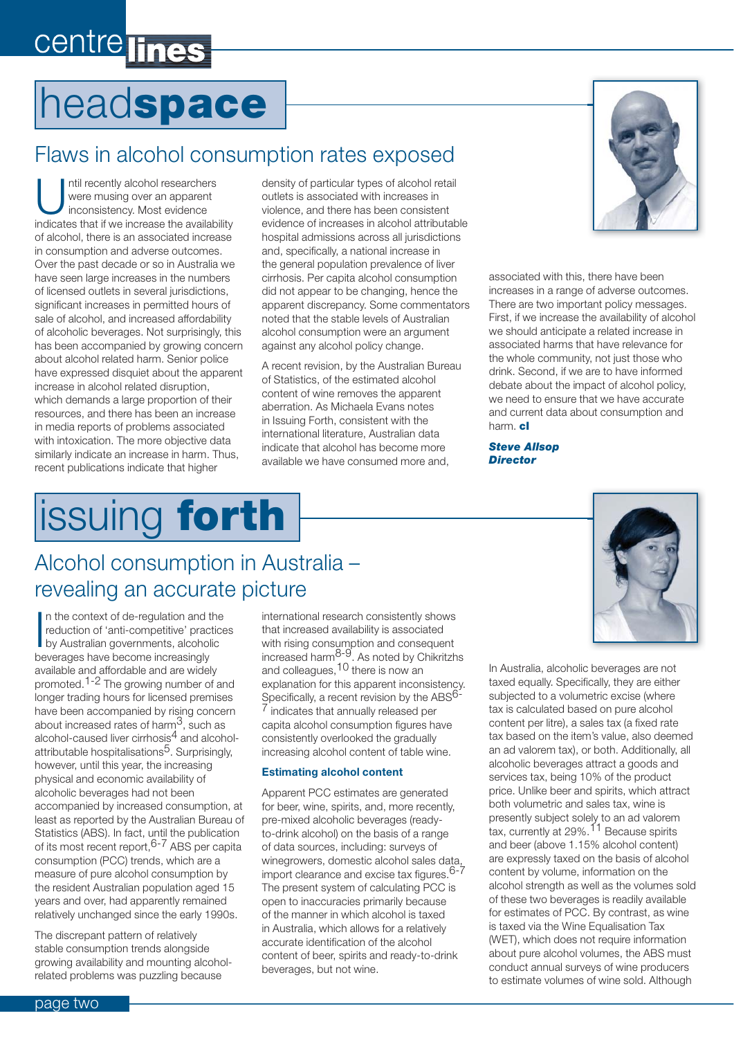centre lines

# headspace

## Flaws in alcohol consumption rates exposed

Until recently alcohol researchers were musing over an apparent inconsistency. Most evidence indicates that if we increase the availability of alcohol, there is an associated increase in consumption and adverse outcomes. Over the past decade or so in Australia we have seen large increases in the numbers of licensed outlets in several jurisdictions, significant increases in permitted hours of sale of alcohol, and increased affordability of alcoholic beverages. Not surprisingly, this has been accompanied by growing concern about alcohol related harm. Senior police have expressed disquiet about the apparent increase in alcohol related disruption, which demands a large proportion of their resources, and there has been an increase in media reports of problems associated with intoxication. The more objective data similarly indicate an increase in harm. Thus, recent publications indicate that higher density of particular types of alcohol retail outlets is associated with increases in violence, and there has been consistent evidence of increases in alcohol attributable hospital admissions across all jurisdictions and, specifically, a national increase in the general population prevalence of liver cirrhosis. Per capita alcohol consumption did not appear to be changing, hence the apparent discrepancy. Some commentators noted that the stable levels of Australian alcohol consumption were an argument against any alcohol policy change.

A recent revision, by the Australian Bureau of Statistics, of the estimated alcohol content of wine removes the apparent aberration. As Michaela Evans notes in Issuing Forth, consistent with the international literature, Australian data indicate that alcohol has become more available we have consumed more and, associated with this, there have been increases in a range of adverse outcomes. There are two important policy messages. First, if we increase the availability of alcohol we should anticipate a related increase in associated harms that have relevance for the whole community, not just those who drink. Second, if we are to have informed debate about the impact of alcohol policy, we need to ensure that we have accurate and current data about consumption and harm. **cl**

***Steve Allsop***
***Director***

# issuing **forth**

## Alcohol consumption in Australia – revealing an accurate picture

In the context of de-regulation and the reduction of 'anti-competitive' practices by Australian governments, alcoholic beverages have become increasingly available and affordable and are widely promoted.[1-2] The growing number of and longer trading hours for licensed premises have been accompanied by rising concern about increased rates of harm[3], such as alcohol-caused liver cirrhosis[4] and alcohol-attributable hospitalisations[5]. Surprisingly, however, until this year, the increasing physical and economic availability of alcoholic beverages had not been accompanied by increased consumption, at least as reported by the Australian Bureau of Statistics (ABS). In fact, until the publication of its most recent report,[6-7] ABS per capita consumption (PCC) trends, which are a measure of pure alcohol consumption by the resident Australian population aged 15 years and over, had apparently remained relatively unchanged since the early 1990s.

The discrepant pattern of relatively stable consumption trends alongside growing availability and mounting alcohol-related problems was puzzling because international research consistently shows that increased availability is associated with rising consumption and consequent increased harm[8-9]. As noted by Chikritzhs and colleagues,[10] there is now an explanation for this apparent inconsistency. Specifically, a recent revision by the ABS[6-7] indicates that annually released per capita alcohol consumption figures have consistently overlooked the gradually increasing alcohol content of table wine.

### Estimating alcohol content

Apparent PCC estimates are generated for beer, wine, spirits, and, more recently, pre-mixed alcoholic beverages (ready-to-drink alcohol) on the basis of a range of data sources, including: surveys of winegrowers, domestic alcohol sales data, import clearance and excise tax figures.[6-7] The present system of calculating PCC is open to inaccuracies primarily because of the manner in which alcohol is taxed in Australia, which allows for a relatively accurate identification of the alcohol content of beer, spirits and ready-to-drink beverages, but not wine.

In Australia, alcoholic beverages are not taxed equally. Specifically, they are either subjected to a volumetric excise (where tax is calculated based on pure alcohol content per litre), a sales tax (a fixed rate tax based on the item's value, also deemed an ad valorem tax), or both. Additionally, all alcoholic beverages attract a goods and services tax, being 10% of the product price. Unlike beer and spirits, which attract both volumetric and sales tax, wine is presently subject solely to an ad valorem tax, currently at 29%.[11] Because spirits and beer (above 1.15% alcohol content) are expressly taxed on the basis of alcohol content by volume, information on the alcohol strength as well as the volumes sold of these two beverages is readily available for estimates of PCC. By contrast, as wine is taxed via the Wine Equalisation Tax (WET), which does not require information about pure alcohol volumes, the ABS must conduct annual surveys of wine producers to estimate volumes of wine sold. Although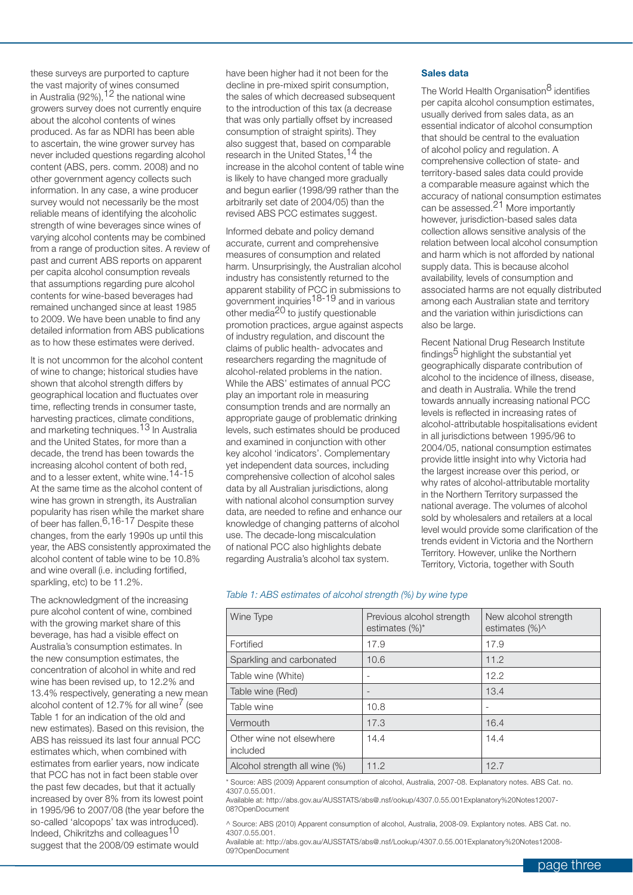these surveys are purported to capture the vast majority of wines consumed in Australia (92%),[12] the national wine growers survey does not currently enquire about the alcohol contents of wines produced. As far as NDRI has been able to ascertain, the wine grower survey has never included questions regarding alcohol content (ABS, pers. comm. 2008) and no other government agency collects such information. In any case, a wine producer survey would not necessarily be the most reliable means of identifying the alcoholic strength of wine beverages since wines of varying alcohol contents may be combined from a range of production sites. A review of past and current ABS reports on apparent per capita alcohol consumption reveals that assumptions regarding pure alcohol contents for wine-based beverages had remained unchanged since at least 1985 to 2009. We have been unable to find any detailed information from ABS publications as to how these estimates were derived.

It is not uncommon for the alcohol content of wine to change; historical studies have shown that alcohol strength differs by geographical location and fluctuates over time, reflecting trends in consumer taste, harvesting practices, climate conditions, and marketing techniques.[13] In Australia and the United States, for more than a decade, the trend has been towards the increasing alcohol content of both red, and to a lesser extent, white wine.[14-15] At the same time as the alcohol content of wine has grown in strength, its Australian popularity has risen while the market share of beer has fallen.[6,16-17] Despite these changes, from the early 1990s up until this year, the ABS consistently approximated the alcohol content of table wine to be 10.8% and wine overall (i.e. including fortified, sparkling, etc) to be 11.2%.

The acknowledgment of the increasing pure alcohol content of wine, combined with the growing market share of this beverage, has had a visible effect on Australia's consumption estimates. In the new consumption estimates, the concentration of alcohol in white and red wine has been revised up, to 12.2% and 13.4% respectively, generating a new mean alcohol content of 12.7% for all wine[7] (see Table 1 for an indication of the old and new estimates). Based on this revision, the ABS has reissued its last four annual PCC estimates which, when combined with estimates from earlier years, now indicate that PCC has not in fact been stable over the past few decades, but that it actually increased by over 8% from its lowest point in 1995/96 to 2007/08 (the year before the so-called 'alcopops' tax was introduced). Indeed, Chikritzhs and colleagues[10] suggest that the 2008/09 estimate would have been higher had it not been for the decline in pre-mixed spirit consumption, the sales of which decreased subsequent to the introduction of this tax (a decrease that was only partially offset by increased consumption of straight spirits). They also suggest that, based on comparable research in the United States,[14] the increase in the alcohol content of table wine is likely to have changed more gradually and begun earlier (1998/99 rather than the arbitrarily set date of 2004/05) than the revised ABS PCC estimates suggest.

Informed debate and policy demand accurate, current and comprehensive measures of consumption and related harm. Unsurprisingly, the Australian alcohol industry has consistently returned to the apparent stability of PCC in submissions to government inquiries[18-19] and in various other media[20] to justify questionable promotion practices, argue against aspects of industry regulation, and discount the claims of public health- advocates and researchers regarding the magnitude of alcohol-related problems in the nation. While the ABS' estimates of annual PCC play an important role in measuring consumption trends and are normally an appropriate gauge of problematic drinking levels, such estimates should be produced and examined in conjunction with other key alcohol 'indicators'. Complementary yet independent data sources, including comprehensive collection of alcohol sales data by all Australian jurisdictions, along with national alcohol consumption survey data, are needed to refine and enhance our knowledge of changing patterns of alcohol use. The decade-long miscalculation of national PCC also highlights debate regarding Australia's alcohol tax system.

**Sales data**

The World Health Organisation[8] identifies per capita alcohol consumption estimates, usually derived from sales data, as an essential indicator of alcohol consumption that should be central to the evaluation of alcohol policy and regulation. A comprehensive collection of state- and territory-based sales data could provide a comparable measure against which the accuracy of national consumption estimates can be assessed.[21] More importantly however, jurisdiction-based sales data collection allows sensitive analysis of the relation between local alcohol consumption and harm which is not afforded by national supply data. This is because alcohol availability, levels of consumption and associated harms are not equally distributed among each Australian state and territory and the variation within jurisdictions can also be large.

Recent National Drug Research Institute findings[5] highlight the substantial yet geographically disparate contribution of alcohol to the incidence of illness, disease, and death in Australia. While the trend towards annually increasing national PCC levels is reflected in increasing rates of alcohol-attributable hospitalisations evident in all jurisdictions between 1995/96 to 2004/05, national consumption estimates provide little insight into why Victoria had the largest increase over this period, or why rates of alcohol-attributable mortality in the Northern Territory surpassed the national average. The volumes of alcohol sold by wholesalers and retailers at a local level would provide some clarification of the trends evident in Victoria and the Northern Territory. However, unlike the Northern Territory, Victoria, together with South

*Table 1: ABS estimates of alcohol strength (%) by wine type*

| Wine Type | Previous alcohol strength estimates (%)* | New alcohol strength estimates (%)^ |
|---|---|---|
| Fortified | 17.9 | 17.9 |
| Sparkling and carbonated | 10.6 | 11.2 |
| Table wine (White) | - | 12.2 |
| Table wine (Red) | - | 13.4 |
| Table wine | 10.8 | - |
| Vermouth | 17.3 | 16.4 |
| Other wine not elsewhere included | 14.4 | 14.4 |
| Alcohol strength all wine (%) | 11.2 | 12.7 |

\* Source: ABS (2009) Apparent consumption of alcohol, Australia, 2007-08. Explanatory notes. ABS Cat. no. 4307.0.55.001.
Available at: http://abs.gov.au/AUSSTATS/abs@.nsf/ookup/4307.0.55.001Explanatory%20Notes12007-08?OpenDocument

^ Source: ABS (2010) Apparent consumption of alcohol, Australia, 2008-09. Explantory notes. ABS Cat. no. 4307.0.55.001.
Available at: http://abs.gov.au/AUSSTATS/abs@.nsf/Lookup/4307.0.55.001Explanatory%20Notes12008-09?OpenDocument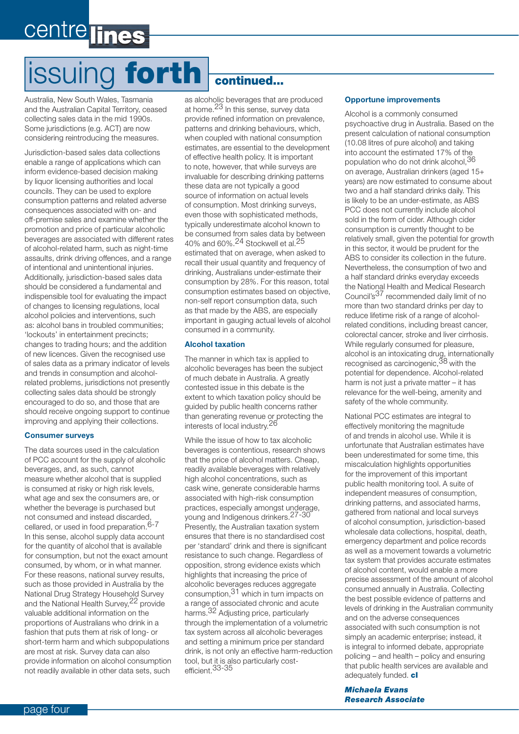# issuing **forth** continued...

Australia, New South Wales, Tasmania and the Australian Capital Territory, ceased collecting sales data in the mid 1990s. Some jurisdictions (e.g. ACT) are now considering reintroducing the measures.

Jurisdiction-based sales data collections enable a range of applications which can inform evidence-based decision making by liquor licensing authorities and local councils. They can be used to explore consumption patterns and related adverse consequences associated with on- and off-premise sales and examine whether the promotion and price of particular alcoholic beverages are associated with different rates of alcohol-related harm, such as night-time assaults, drink driving offences, and a range of intentional and unintentional injuries. Additionally, jurisdiction-based sales data should be considered a fundamental and indispensible tool for evaluating the impact of changes to licensing regulations, local alcohol policies and interventions, such as: alcohol bans in troubled communities; 'lockouts' in entertainment precincts; changes to trading hours; and the addition of new licences. Given the recognised use of sales data as a primary indicator of levels and trends in consumption and alcohol-related problems, jurisdictions not presently collecting sales data should be strongly encouraged to do so, and those that are should receive ongoing support to continue improving and applying their collections.

### Consumer surveys

The data sources used in the calculation of PCC account for the supply of alcoholic beverages, and, as such, cannot measure whether alcohol that is supplied is consumed at risky or high risk levels, what age and sex the consumers are, or whether the beverage is purchased but not consumed and instead discarded, cellared, or used in food preparation.[6-7] In this sense, alcohol supply data account for the quantity of alcohol that is available for consumption, but not the exact amount consumed, by whom, or in what manner. For these reasons, national survey results, such as those provided in Australia by the National Drug Strategy Household Survey and the National Health Survey,[22] provide valuable additional information on the proportions of Australians who drink in a fashion that puts them at risk of long- or short-term harm and which subpopulations are most at risk. Survey data can also provide information on alcohol consumption not readily available in other data sets, such as alcoholic beverages that are produced at home.[23] In this sense, survey data provide refined information on prevalence, patterns and drinking behaviours, which, when coupled with national consumption estimates, are essential to the development of effective health policy. It is important to note, however, that while surveys are invaluable for describing drinking patterns these data are not typically a good source of information on actual levels of consumption. Most drinking surveys, even those with sophisticated methods, typically underestimate alcohol known to be consumed from sales data by between 40% and 60%.[24] Stockwell et al.[25] estimated that on average, when asked to recall their usual quantity and frequency of drinking, Australians under-estimate their consumption by 28%. For this reason, total consumption estimates based on objective, non-self report consumption data, such as that made by the ABS, are especially important in gauging actual levels of alcohol consumed in a community.

### Alcohol taxation

The manner in which tax is applied to alcoholic beverages has been the subject of much debate in Australia. A greatly contested issue in this debate is the extent to which taxation policy should be guided by public health concerns rather than generating revenue or protecting the interests of local industry.[26]

While the issue of how to tax alcoholic beverages is contentious, research shows that the price of alcohol matters. Cheap, readily available beverages with relatively high alcohol concentrations, such as cask wine, generate considerable harms associated with high-risk consumption practices, especially amongst underage, young and Indigenous drinkers.[27-30] Presently, the Australian taxation system ensures that there is no standardised cost per 'standard' drink and there is significant resistance to such change. Regardless of opposition, strong evidence exists which highlights that increasing the price of alcoholic beverages reduces aggregate consumption,[31] which in turn impacts on a range of associated chronic and acute harms.[32] Adjusting price, particularly through the implementation of a volumetric tax system across all alcoholic beverages and setting a minimum price per standard drink, is not only an effective harm-reduction tool, but it is also particularly cost-efficient.[33-35]

### Opportune improvements

Alcohol is a commonly consumed psychoactive drug in Australia. Based on the present calculation of national consumption (10.08 litres of pure alcohol) and taking into account the estimated 17% of the population who do not drink alcohol,[36] on average, Australian drinkers (aged 15+ years) are now estimated to consume about two and a half standard drinks daily. This is likely to be an under-estimate, as ABS PCC does not currently include alcohol sold in the form of cider. Although cider consumption is currently thought to be relatively small, given the potential for growth in this sector, it would be prudent for the ABS to consider its collection in the future. Nevertheless, the consumption of two and a half standard drinks everyday exceeds the National Health and Medical Research Council's[37] recommended daily limit of no more than two standard drinks per day to reduce lifetime risk of a range of alcohol-related conditions, including breast cancer, colorectal cancer, stroke and liver cirrhosis. While regularly consumed for pleasure, alcohol is an intoxicating drug, internationally recognised as carcinogenic,[38] with the potential for dependence. Alcohol-related harm is not just a private matter – it has relevance for the well-being, amenity and safety of the whole community.

National PCC estimates are integral to effectively monitoring the magnitude of and trends in alcohol use. While it is unfortunate that Australian estimates have been underestimated for some time, this miscalculation highlights opportunities for the improvement of this important public health monitoring tool. A suite of independent measures of consumption, drinking patterns, and associated harms, gathered from national and local surveys of alcohol consumption, jurisdiction-based wholesale data collections, hospital, death, emergency department and police records as well as a movement towards a volumetric tax system that provides accurate estimates of alcohol content, would enable a more precise assessment of the amount of alcohol consumed annually in Australia. Collecting the best possible evidence of patterns and levels of drinking in the Australian community and on the adverse consequences associated with such consumption is not simply an academic enterprise; instead, it is integral to informed debate, appropriate policing – and health – policy and ensuring that public health services are available and adequately funded. **cl**

***Michaela Evans***
***Research Associate***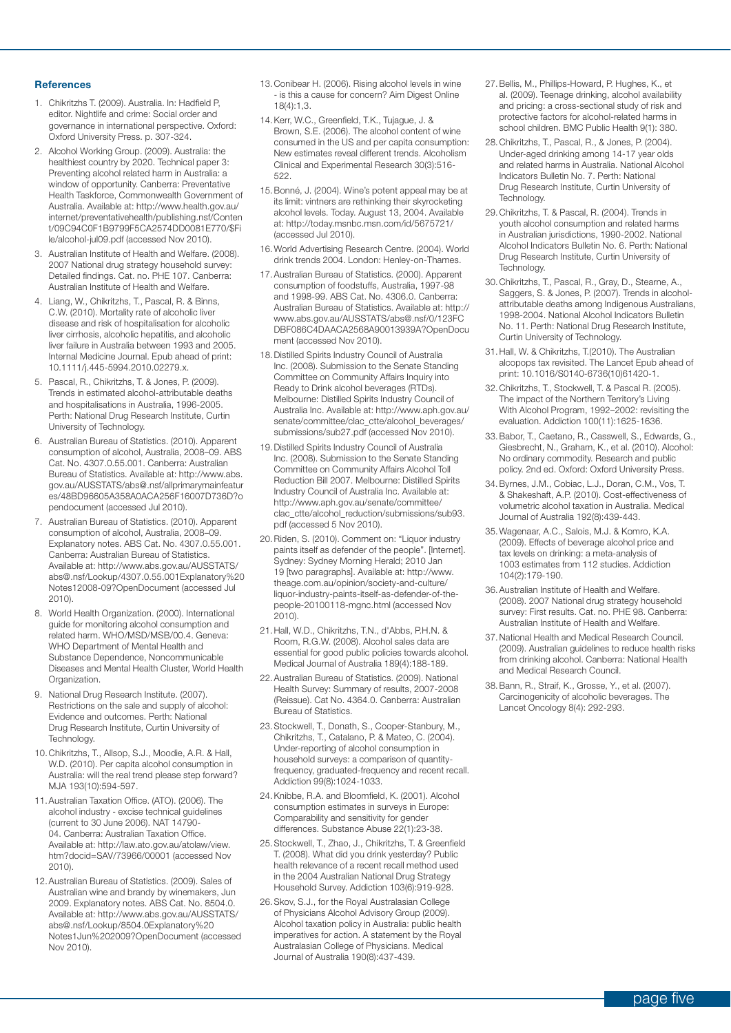### References

1. Chikritzhs T. (2009). Australia. In: Hadfield P, editor. Nightlife and crime: Social order and governance in international perspective. Oxford: Oxford University Press. p. 307-324.
2. Alcohol Working Group. (2009). Australia: the healthiest country by 2020. Technical paper 3: Preventing alcohol related harm in Australia: a window of opportunity. Canberra: Preventative Health Taskforce, Commonwealth Government of Australia. Available at: http://www.health.gov.au/internet/preventativehealth/publishing.nsf/Content/09C94C0F1B9799F5CA2574DD0081E770/$File/alcohol-jul09.pdf (accessed Nov 2010).
3. Australian Institute of Health and Welfare. (2008). 2007 National drug strategy household survey: Detailed findings. Cat. no. PHE 107. Canberra: Australian Institute of Health and Welfare.
4. Liang, W., Chikritzhs, T., Pascal, R. & Binns, C.W. (2010). Mortality rate of alcoholic liver disease and risk of hospitalisation for alcoholic liver cirrhosis, alcoholic hepatitis, and alcoholic liver failure in Australia between 1993 and 2005. Internal Medicine Journal. Epub ahead of print: 10.1111/j.445-5994.2010.02279.x.
5. Pascal, R., Chikritzhs, T. & Jones, P. (2009). Trends in estimated alcohol-attributable deaths and hospitalisations in Australia, 1996-2005. Perth: National Drug Research Institute, Curtin University of Technology.
6. Australian Bureau of Statistics. (2010). Apparent consumption of alcohol, Australia, 2008–09. ABS Cat. No. 4307.0.55.001. Canberra: Australian Bureau of Statistics. Available at: http://www.abs.gov.au/AUSSTATS/abs@.nsf/allprimarymainfeatures/48BD96605A358A0ACA256F16007D736D?opendocument (accessed Jul 2010).
7. Australian Bureau of Statistics. (2010). Apparent consumption of alcohol, Australia, 2008–09. Explanatory notes. ABS Cat. No. 4307.0.55.001. Canberra: Australian Bureau of Statistics. Available at: http://www.abs.gov.au/AUSSTATS/abs@.nsf/Lookup/4307.0.55.001Explanatory%20Notes12008-09?OpenDocument (accessed Jul 2010).
8. World Health Organization. (2000). International guide for monitoring alcohol consumption and related harm. WHO/MSD/MSB/00.4. Geneva: WHO Department of Mental Health and Substance Dependence, Noncommunicable Diseases and Mental Health Cluster, World Health Organization.
9. National Drug Research Institute. (2007). Restrictions on the sale and supply of alcohol: Evidence and outcomes. Perth: National Drug Research Institute, Curtin University of Technology.
10. Chikritzhs, T., Allsop, S.J., Moodie, A.R. & Hall, W.D. (2010). Per capita alcohol consumption in Australia: will the real trend please step forward? MJA 193(10):594-597.
11. Australian Taxation Office. (ATO). (2006). The alcohol industry - excise technical guidelines (current to 30 June 2006). NAT 14790-04. Canberra: Australian Taxation Office. Available at: http://law.ato.gov.au/atolaw/view.htm?docid=SAV/73966/00001 (accessed Nov 2010).
12. Australian Bureau of Statistics. (2009). Sales of Australian wine and brandy by winemakers, Jun 2009. Explanatory notes. ABS Cat. No. 8504.0. Available at: http://www.abs.gov.au/AUSSTATS/abs@.nsf/Lookup/8504.0Explanatory%20Notes1Jun%202009?OpenDocument (accessed Nov 2010).
13. Conibear H. (2006). Rising alcohol levels in wine - is this a cause for concern? Aim Digest Online 18(4):1,3.
14. Kerr, W.C., Greenfield, T.K., Tujague, J. & Brown, S.E. (2006). The alcohol content of wine consumed in the US and per capita consumption: New estimates reveal different trends. Alcoholism Clinical and Experimental Research 30(3):516-522.
15. Bonné, J. (2004). Wine's potent appeal may be at its limit: vintners are rethinking their skyrocketing alcohol levels. Today. August 13, 2004. Available at: http://today.msnbc.msn.com/id/5675721/ (accessed Jul 2010).
16. World Advertising Research Centre. (2004). World drink trends 2004. London: Henley-on-Thames.
17. Australian Bureau of Statistics. (2000). Apparent consumption of foodstuffs, Australia, 1997-98 and 1998-99. ABS Cat. No. 4306.0. Canberra: Australian Bureau of Statistics. Available at: http://www.abs.gov.au/AUSSTATS/abs@.nsf/0/123FCDBF086C4DAACA2568A90013939A?OpenDocument (accessed Nov 2010).
18. Distilled Spirits Industry Council of Australia Inc. (2008). Submission to the Senate Standing Committee on Community Affairs Inquiry into Ready to Drink alcohol beverages (RTDs). Melbourne: Distilled Spirits Industry Council of Australia Inc. Available at: http://www.aph.gov.au/senate/committee/clac_ctte/alcohol_beverages/submissions/sub27.pdf (accessed Nov 2010).
19. Distilled Spirits Industry Council of Australia Inc. (2008). Submission to the Senate Standing Committee on Community Affairs Alcohol Toll Reduction Bill 2007. Melbourne: Distilled Spirits Industry Council of Australia Inc. Available at: http://www.aph.gov.au/senate/committee/clac_ctte/alcohol_reduction/submissions/sub93.pdf (accessed 5 Nov 2010).
20. Riden, S. (2010). Comment on: "Liquor industry paints itself as defender of the people". [Internet]. Sydney: Sydney Morning Herald; 2010 Jan 19 [two paragraphs]. Available at: http://www.theage.com.au/opinion/society-and-culture/liquor-industry-paints-itself-as-defender-of-the-people-20100118-mgnc.html (accessed Nov 2010).
21. Hall, W.D., Chikritzhs, T.N., d'Abbs, P.H.N. & Room, R.G.W. (2008). Alcohol sales data are essential for good public policies towards alcohol. Medical Journal of Australia 189(4):188-189.
22. Australian Bureau of Statistics. (2009). National Health Survey: Summary of results, 2007-2008 (Reissue). Cat No. 4364.0. Canberra: Australian Bureau of Statistics.
23. Stockwell, T., Donath, S., Cooper-Stanbury, M., Chikritzhs, T., Catalano, P. & Mateo, C. (2004). Under-reporting of alcohol consumption in household surveys: a comparison of quantity-frequency, graduated-frequency and recent recall. Addiction 99(8):1024-1033.
24. Knibbe, R.A. and Bloomfield, K. (2001). Alcohol consumption estimates in surveys in Europe: Comparability and sensitivity for gender differences. Substance Abuse 22(1):23-38.
25. Stockwell, T., Zhao, J., Chikritzhs, T. & Greenfield T. (2008). What did you drink yesterday? Public health relevance of a recent recall method used in the 2004 Australian National Drug Strategy Household Survey. Addiction 103(6):919-928.
26. Skov, S.J., for the Royal Australasian College of Physicians Alcohol Advisory Group (2009). Alcohol taxation policy in Australia: public health imperatives for action. A statement by the Royal Australasian College of Physicians. Medical Journal of Australia 190(8):437-439.
27. Bellis, M., Phillips-Howard, P. Hughes, K., et al. (2009). Teenage drinking, alcohol availability and pricing: a cross-sectional study of risk and protective factors for alcohol-related harms in school children. BMC Public Health 9(1): 380.
28. Chikritzhs, T., Pascal, R., & Jones, P. (2004). Under-aged drinking among 14-17 year olds and related harms in Australia. National Alcohol Indicators Bulletin No. 7. Perth: National Drug Research Institute, Curtin University of Technology.
29. Chikritzhs, T. & Pascal, R. (2004). Trends in youth alcohol consumption and related harms in Australian jurisdictions, 1990-2002. National Alcohol Indicators Bulletin No. 6. Perth: National Drug Research Institute, Curtin University of Technology.
30. Chikritzhs, T., Pascal, R., Gray, D., Stearne, A., Saggers, S. & Jones, P. (2007). Trends in alcohol-attributable deaths among Indigenous Australians, 1998-2004. National Alcohol Indicators Bulletin No. 11. Perth: National Drug Research Institute, Curtin University of Technology.
31. Hall, W. & Chikritzhs, T.(2010). The Australian alcopops tax revisited. The Lancet Epub ahead of print: 10.1016/S0140-6736(10)61420-1.
32. Chikritzhs, T., Stockwell, T. & Pascal R. (2005). The impact of the Northern Territory's Living With Alcohol Program, 1992–2002: revisiting the evaluation. Addiction 100(11):1625-1636.
33. Babor, T., Caetano, R., Casswell, S., Edwards, G., Giesbrecht, N., Graham, K., et al. (2010). Alcohol: No ordinary commodity. Research and public policy. 2nd ed. Oxford: Oxford University Press.
34. Byrnes, J.M., Cobiac, L.J., Doran, C.M., Vos, T. & Shakeshaft, A.P. (2010). Cost-effectiveness of volumetric alcohol taxation in Australia. Medical Journal of Australia 192(8):439-443.
35. Wagenaar, A.C., Salois, M.J. & Komro, K.A. (2009). Effects of beverage alcohol price and tax levels on drinking: a meta-analysis of 1003 estimates from 112 studies. Addiction 104(2):179-190.
36. Australian Institute of Health and Welfare. (2008). 2007 National drug strategy household survey: First results. Cat. no. PHE 98. Canberra: Australian Institute of Health and Welfare.
37. National Health and Medical Research Council. (2009). Australian guidelines to reduce health risks from drinking alcohol. Canberra: National Health and Medical Research Council.
38. Bann, R., Straif, K., Grosse, Y., et al. (2007). Carcinogenicity of alcoholic beverages. The Lancet Oncology 8(4): 292-293.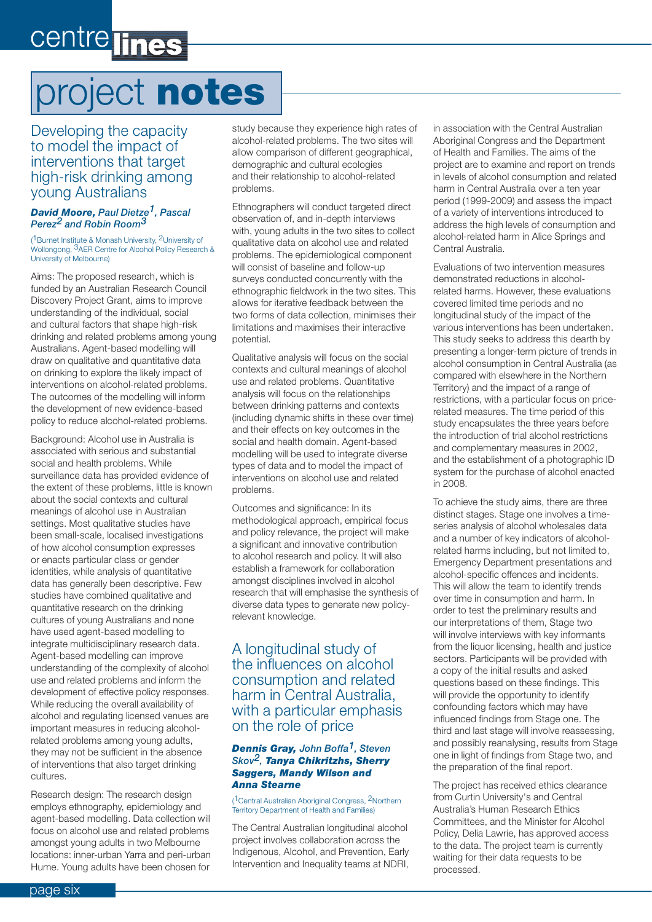# project notes

## Developing the capacity to model the impact of interventions that target high-risk drinking among young Australians

***David Moore**, Paul Dietze[1], Pascal Perez[2] and Robin Room[3]*

([1]Burnet Institute & Monash University, [2]University of Wollongong, [3]AER Centre for Alcohol Policy Research & University of Melbourne)

Aims: The proposed research, which is funded by an Australian Research Council Discovery Project Grant, aims to improve understanding of the individual, social and cultural factors that shape high-risk drinking and related problems among young Australians. Agent-based modelling will draw on qualitative and quantitative data on drinking to explore the likely impact of interventions on alcohol-related problems. The outcomes of the modelling will inform the development of new evidence-based policy to reduce alcohol-related problems.

Background: Alcohol use in Australia is associated with serious and substantial social and health problems. While surveillance data has provided evidence of the extent of these problems, little is known about the social contexts and cultural meanings of alcohol use in Australian settings. Most qualitative studies have been small-scale, localised investigations of how alcohol consumption expresses or enacts particular class or gender identities, while analysis of quantitative data has generally been descriptive. Few studies have combined qualitative and quantitative research on the drinking cultures of young Australians and none have used agent-based modelling to integrate multidisciplinary research data. Agent-based modelling can improve understanding of the complexity of alcohol use and related problems and inform the development of effective policy responses. While reducing the overall availability of alcohol and regulating licensed venues are important measures in reducing alcohol-related problems among young adults, they may not be sufficient in the absence of interventions that also target drinking cultures.

Research design: The research design employs ethnography, epidemiology and agent-based modelling. Data collection will focus on alcohol use and related problems amongst young adults in two Melbourne locations: inner-urban Yarra and peri-urban Hume. Young adults have been chosen for study because they experience high rates of alcohol-related problems. The two sites will allow comparison of different geographical, demographic and cultural ecologies and their relationship to alcohol-related problems.

Ethnographers will conduct targeted direct observation of, and in-depth interviews with, young adults in the two sites to collect qualitative data on alcohol use and related problems. The epidemiological component will consist of baseline and follow-up surveys conducted concurrently with the ethnographic fieldwork in the two sites. This allows for iterative feedback between the two forms of data collection, minimises their limitations and maximises their interactive potential.

Qualitative analysis will focus on the social contexts and cultural meanings of alcohol use and related problems. Quantitative analysis will focus on the relationships between drinking patterns and contexts (including dynamic shifts in these over time) and their effects on key outcomes in the social and health domain. Agent-based modelling will be used to integrate diverse types of data and to model the impact of interventions on alcohol use and related problems.

Outcomes and significance: In its methodological approach, empirical focus and policy relevance, the project will make a significant and innovative contribution to alcohol research and policy. It will also establish a framework for collaboration amongst disciplines involved in alcohol research that will emphasise the synthesis of diverse data types to generate new policy-relevant knowledge.

## A longitudinal study of the influences on alcohol consumption and related harm in Central Australia, with a particular emphasis on the role of price

***Dennis Gray**, John Boffa[1], Steven Skov[2], **Tanya Chikritzhs, Sherry Saggers, Mandy Wilson and Anna Stearne***

([1]Central Australian Aboriginal Congress, [2]Northern Territory Department of Health and Families)

The Central Australian longitudinal alcohol project involves collaboration across the Indigenous, Alcohol, and Prevention, Early Intervention and Inequality teams at NDRI, in association with the Central Australian Aboriginal Congress and the Department of Health and Families. The aims of the project are to examine and report on trends in levels of alcohol consumption and related harm in Central Australia over a ten year period (1999-2009) and assess the impact of a variety of interventions introduced to address the high levels of consumption and alcohol-related harm in Alice Springs and Central Australia.

Evaluations of two intervention measures demonstrated reductions in alcohol-related harms. However, these evaluations covered limited time periods and no longitudinal study of the impact of the various interventions has been undertaken. This study seeks to address this dearth by presenting a longer-term picture of trends in alcohol consumption in Central Australia (as compared with elsewhere in the Northern Territory) and the impact of a range of restrictions, with a particular focus on price-related measures. The time period of this study encapsulates the three years before the introduction of trial alcohol restrictions and complementary measures in 2002, and the establishment of a photographic ID system for the purchase of alcohol enacted in 2008.

To achieve the study aims, there are three distinct stages. Stage one involves a time-series analysis of alcohol wholesales data and a number of key indicators of alcohol-related harms including, but not limited to, Emergency Department presentations and alcohol-specific offences and incidents. This will allow the team to identify trends over time in consumption and harm. In order to test the preliminary results and our interpretations of them, Stage two will involve interviews with key informants from the liquor licensing, health and justice sectors. Participants will be provided with a copy of the initial results and asked questions based on these findings. This will provide the opportunity to identify confounding factors which may have influenced findings from Stage one. The third and last stage will involve reassessing, and possibly reanalysing, results from Stage one in light of findings from Stage two, and the preparation of the final report.

The project has received ethics clearance from Curtin University's and Central Australia's Human Research Ethics Committees, and the Minister for Alcohol Policy, Delia Lawrie, has approved access to the data. The project team is currently waiting for their data requests to be processed.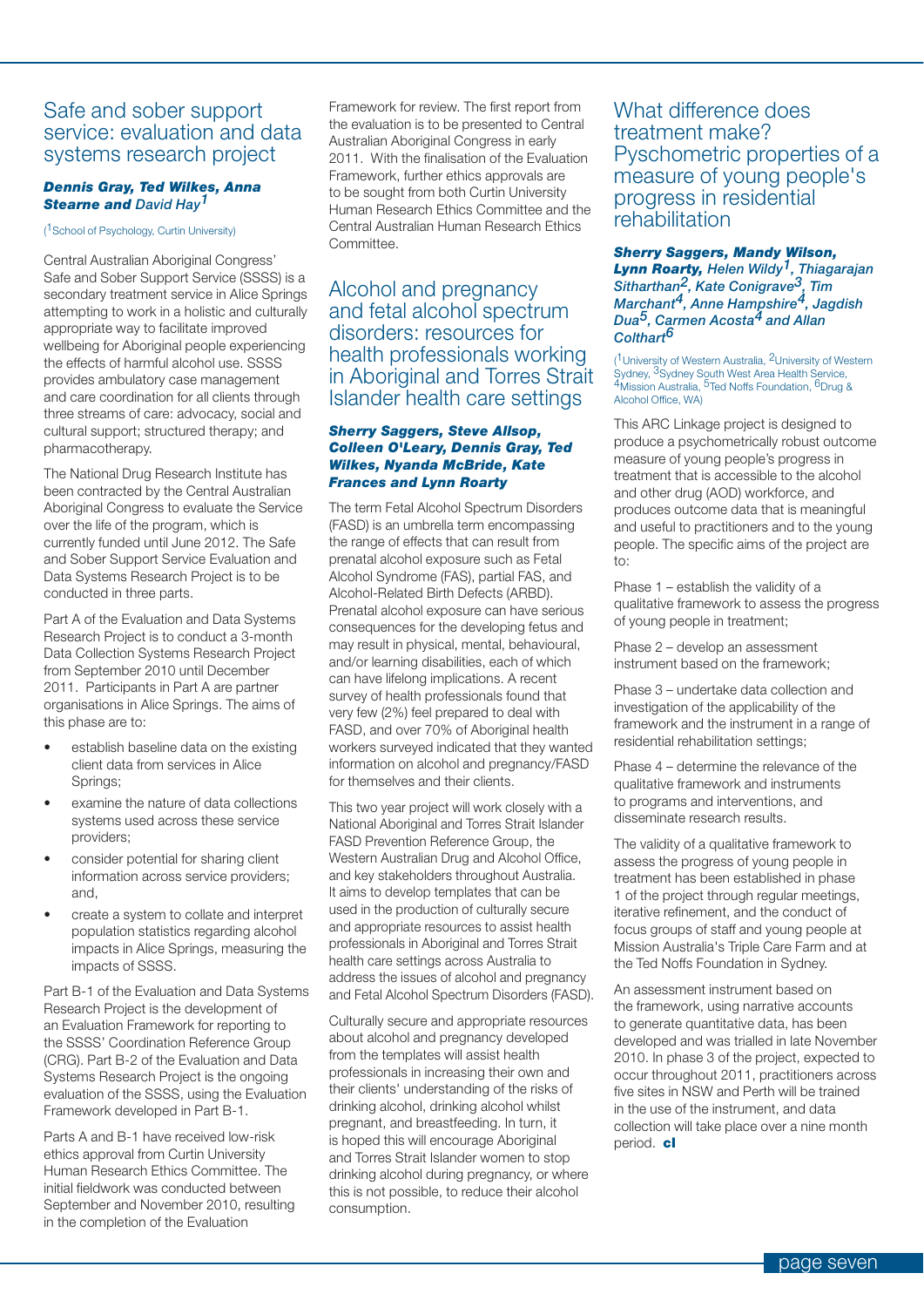## Safe and sober support service: evaluation and data systems research project

***Dennis Gray, Ted Wilkes, Anna Stearne and** David Hay[1]*

([1]School of Psychology, Curtin University)

Central Australian Aboriginal Congress' Safe and Sober Support Service (SSSS) is a secondary treatment service in Alice Springs attempting to work in a holistic and culturally appropriate way to facilitate improved wellbeing for Aboriginal people experiencing the effects of harmful alcohol use. SSSS provides ambulatory case management and care coordination for all clients through three streams of care: advocacy, social and cultural support; structured therapy; and pharmacotherapy.

The National Drug Research Institute has been contracted by the Central Australian Aboriginal Congress to evaluate the Service over the life of the program, which is currently funded until June 2012. The Safe and Sober Support Service Evaluation and Data Systems Research Project is to be conducted in three parts.

Part A of the Evaluation and Data Systems Research Project is to conduct a 3-month Data Collection Systems Research Project from September 2010 until December 2011. Participants in Part A are partner organisations in Alice Springs. The aims of this phase are to:

- establish baseline data on the existing client data from services in Alice Springs;
- examine the nature of data collections systems used across these service providers;
- consider potential for sharing client information across service providers; and,
- create a system to collate and interpret population statistics regarding alcohol impacts in Alice Springs, measuring the impacts of SSSS.

Part B-1 of the Evaluation and Data Systems Research Project is the development of an Evaluation Framework for reporting to the SSSS' Coordination Reference Group (CRG). Part B-2 of the Evaluation and Data Systems Research Project is the ongoing evaluation of the SSSS, using the Evaluation Framework developed in Part B-1.

Parts A and B-1 have received low-risk ethics approval from Curtin University Human Research Ethics Committee. The initial fieldwork was conducted between September and November 2010, resulting in the completion of the Evaluation Framework for review. The first report from the evaluation is to be presented to Central Australian Aboriginal Congress in early 2011. With the finalisation of the Evaluation Framework, further ethics approvals are to be sought from both Curtin University Human Research Ethics Committee and the Central Australian Human Research Ethics Committee.

## Alcohol and pregnancy and fetal alcohol spectrum disorders: resources for health professionals working in Aboriginal and Torres Strait Islander health care settings

***Sherry Saggers, Steve Allsop, Colleen O'Leary, Dennis Gray, Ted Wilkes, Nyanda McBride, Kate Frances and Lynn Roarty***

The term Fetal Alcohol Spectrum Disorders (FASD) is an umbrella term encompassing the range of effects that can result from prenatal alcohol exposure such as Fetal Alcohol Syndrome (FAS), partial FAS, and Alcohol-Related Birth Defects (ARBD). Prenatal alcohol exposure can have serious consequences for the developing fetus and may result in physical, mental, behavioural, and/or learning disabilities, each of which can have lifelong implications. A recent survey of health professionals found that very few (2%) feel prepared to deal with FASD, and over 70% of Aboriginal health workers surveyed indicated that they wanted information on alcohol and pregnancy/FASD for themselves and their clients.

This two year project will work closely with a National Aboriginal and Torres Strait Islander FASD Prevention Reference Group, the Western Australian Drug and Alcohol Office, and key stakeholders throughout Australia. It aims to develop templates that can be used in the production of culturally secure and appropriate resources to assist health professionals in Aboriginal and Torres Strait Islander health care settings across Australia to address the issues of alcohol and pregnancy and Fetal Alcohol Spectrum Disorders (FASD).

Culturally secure and appropriate resources about alcohol and pregnancy developed from the templates will assist health professionals in increasing their own and their clients' understanding of the risks of drinking alcohol, drinking alcohol whilst pregnant, and breastfeeding. In turn, it is hoped this will encourage Aboriginal and Torres Strait Islander women to stop drinking alcohol during pregnancy, or where this is not possible, to reduce their alcohol consumption.

## What difference does treatment make? Pyschometric properties of a measure of young people's progress in residential rehabilitation

***Sherry Saggers, Mandy Wilson, Lynn Roarty,** Helen Wildy[1], Thiagarajan Sitharthan[2], Kate Conigrave[3], Tim Marchant[4], Anne Hampshire[4], Jagdish Dua[5], Carmen Acosta[4] and Allan Colthart[6]*

([1]University of Western Australia, [2]University of Western Sydney, [3]Sydney South West Area Health Service, [4]Mission Australia, [5]Ted Noffs Foundation, [6]Drug & Alcohol Office, WA)

This ARC Linkage project is designed to produce a psychometrically robust outcome measure of young people's progress in treatment that is accessible to the alcohol and other drug (AOD) workforce, and produces outcome data that is meaningful and useful to practitioners and to the young people. The specific aims of the project are to:

Phase 1 – establish the validity of a qualitative framework to assess the progress of young people in treatment;

Phase 2 – develop an assessment instrument based on the framework;

Phase 3 – undertake data collection and investigation of the applicability of the framework and the instrument in a range of residential rehabilitation settings;

Phase 4 – determine the relevance of the qualitative framework and instruments to programs and interventions, and disseminate research results.

The validity of a qualitative framework to assess the progress of young people in treatment has been established in phase 1 of the project through regular meetings, iterative refinement, and the conduct of focus groups of staff and young people at Mission Australia's Triple Care Farm and at the Ted Noffs Foundation in Sydney.

An assessment instrument based on the framework, using narrative accounts to generate quantitative data, has been developed and was trialled in late November 2010. In phase 3 of the project, expected to occur throughout 2011, practitioners across five sites in NSW and Perth will be trained in the use of the instrument, and data collection will take place over a nine month period. **cl**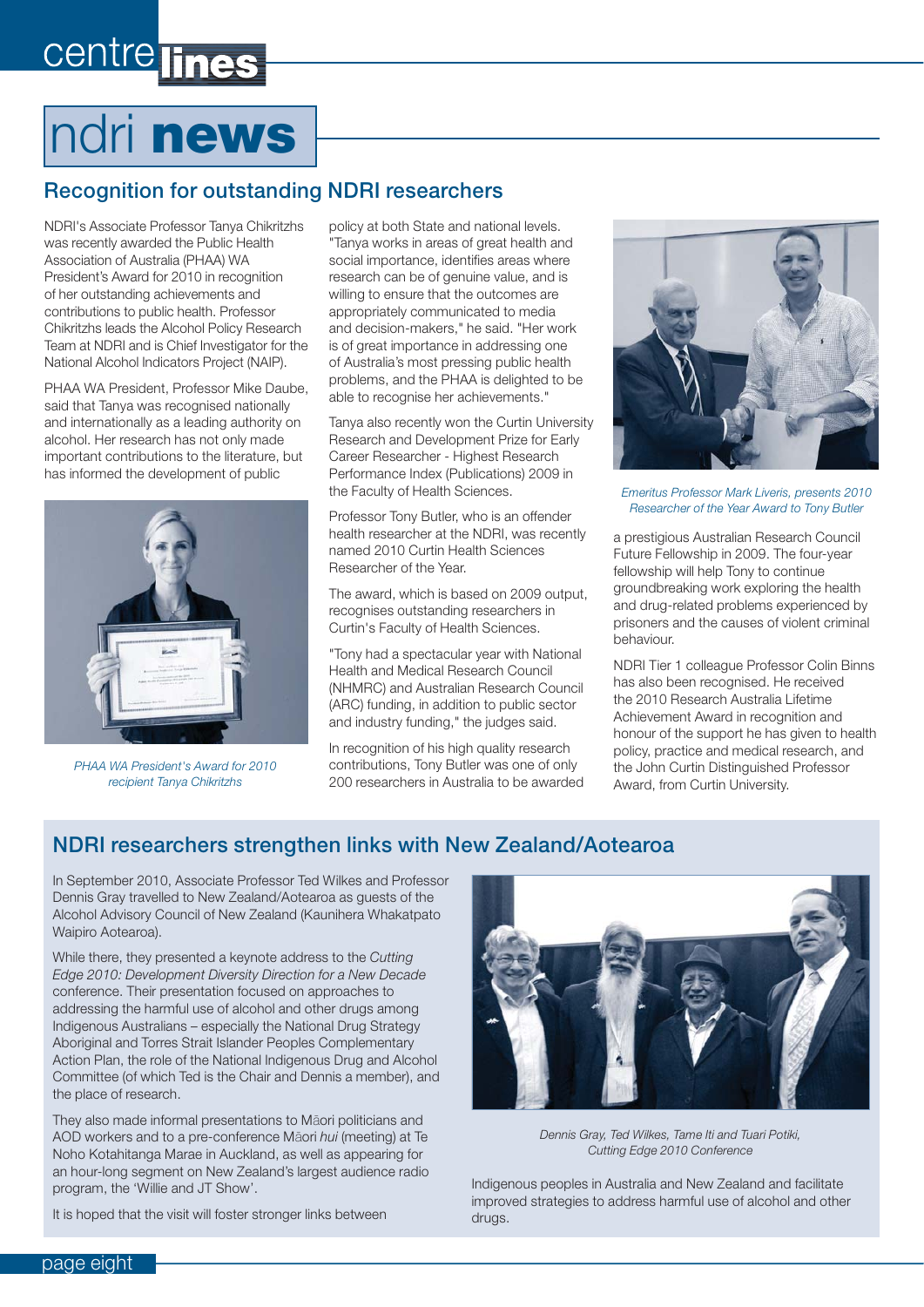# ndri news

## Recognition for outstanding NDRI researchers

NDRI's Associate Professor Tanya Chikritzhs was recently awarded the Public Health Association of Australia (PHAA) WA President's Award for 2010 in recognition of her outstanding achievements and contributions to public health. Professor Chikritzhs leads the Alcohol Policy Research Team at NDRI and is Chief Investigator for the National Alcohol Indicators Project (NAIP).

PHAA WA President, Professor Mike Daube, said that Tanya was recognised nationally and internationally as a leading authority on alcohol. Her research has not only made important contributions to the literature, but has informed the development of public policy at both State and national levels. "Tanya works in areas of great health and social importance, identifies areas where research can be of genuine value, and is willing to ensure that the outcomes are appropriately communicated to media and decision-makers," he said. "Her work is of great importance in addressing one of Australia's most pressing public health problems, and the PHAA is delighted to be able to recognise her achievements."

*PHAA WA President's Award for 2010 recipient Tanya Chikritzhs*

Tanya also recently won the Curtin University Research and Development Prize for Early Career Researcher - Highest Research Performance Index (Publications) 2009 in the Faculty of Health Sciences.

Professor Tony Butler, who is an offender health researcher at the NDRI, was recently named 2010 Curtin Health Sciences Researcher of the Year.

The award, which is based on 2009 output, recognises outstanding researchers in Curtin's Faculty of Health Sciences.

"Tony had a spectacular year with National Health and Medical Research Council (NHMRC) and Australian Research Council (ARC) funding, in addition to public sector and industry funding," the judges said.

In recognition of his high quality research contributions, Tony Butler was one of only 200 researchers in Australia to be awarded a prestigious Australian Research Council Future Fellowship in 2009. The four-year fellowship will help Tony to continue groundbreaking work exploring the health and drug-related problems experienced by prisoners and the causes of violent criminal behaviour.

*Emeritus Professor Mark Liveris, presents 2010 Researcher of the Year Award to Tony Butler*

NDRI Tier 1 colleague Professor Colin Binns has also been recognised. He received the 2010 Research Australia Lifetime Achievement Award in recognition and honour of the support he has given to health policy, practice and medical research, and the John Curtin Distinguished Professor Award, from Curtin University.

## NDRI researchers strengthen links with New Zealand/Aotearoa

In September 2010, Associate Professor Ted Wilkes and Professor Dennis Gray travelled to New Zealand/Aotearoa as guests of the Alcohol Advisory Council of New Zealand (Kaunihera Whakatpato Waipiro Aotearoa).

While there, they presented a keynote address to the *Cutting Edge 2010: Development Diversity Direction for a New Decade* conference. Their presentation focused on approaches to addressing the harmful use of alcohol and other drugs among Indigenous Australians – especially the National Drug Strategy Aboriginal and Torres Strait Islander Peoples Complementary Action Plan, the role of the National Indigenous Drug and Alcohol Committee (of which Ted is the Chair and Dennis a member), and the place of research.

They also made informal presentations to Māori politicians and AOD workers and to a pre-conference Māori *hui* (meeting) at Te Noho Kotahitanga Marae in Auckland, as well as appearing for an hour-long segment on New Zealand's largest audience radio program, the 'Willie and JT Show'.

*Dennis Gray, Ted Wilkes, Tame Iti and Tuari Potiki, Cutting Edge 2010 Conference*

It is hoped that the visit will foster stronger links between Indigenous peoples in Australia and New Zealand and facilitate improved strategies to address harmful use of alcohol and other drugs.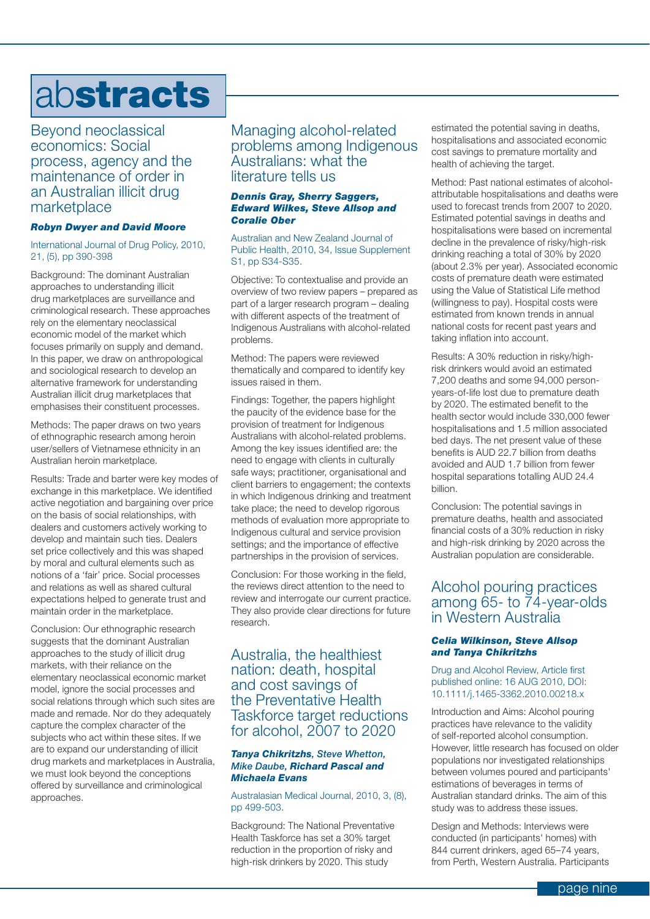# abstracts

## Beyond neoclassical economics: Social process, agency and the maintenance of order in an Australian illicit drug marketplace

***Robyn Dwyer and David Moore***

International Journal of Drug Policy, 2010, 21, (5), pp 390-398

Background: The dominant Australian approaches to understanding illicit drug marketplaces are surveillance and criminological research. These approaches rely on the elementary neoclassical economic model of the market which focuses primarily on supply and demand. In this paper, we draw on anthropological and sociological research to develop an alternative framework for understanding Australian illicit drug marketplaces that emphasises their constituent processes.

Methods: The paper draws on two years of ethnographic research among heroin user/sellers of Vietnamese ethnicity in an Australian heroin marketplace.

Results: Trade and barter were key modes of exchange in this marketplace. We identified active negotiation and bargaining over price on the basis of social relationships, with dealers and customers actively working to develop and maintain such ties. Dealers set price collectively and this was shaped by moral and cultural elements such as notions of a 'fair' price. Social processes and relations as well as shared cultural expectations helped to generate trust and maintain order in the marketplace.

Conclusion: Our ethnographic research suggests that the dominant Australian approaches to the study of illicit drug markets, with their reliance on the elementary neoclassical economic market model, ignore the social processes and social relations through which such sites are made and remade. Nor do they adequately capture the complex character of the subjects who act within these sites. If we are to expand our understanding of illicit drug markets and marketplaces in Australia, we must look beyond the conceptions offered by surveillance and criminological approaches.

## Managing alcohol-related problems among Indigenous Australians: what the literature tells us

***Dennis Gray, Sherry Saggers, Edward Wilkes, Steve Allsop and Coralie Ober***

Australian and New Zealand Journal of Public Health, 2010, 34, Issue Supplement S1, pp S34-S35.

Objective: To contextualise and provide an overview of two review papers – prepared as part of a larger research program – dealing with different aspects of the treatment of Indigenous Australians with alcohol-related problems.

Method: The papers were reviewed thematically and compared to identify key issues raised in them.

Findings: Together, the papers highlight the paucity of the evidence base for the provision of treatment for Indigenous Australians with alcohol-related problems. Among the key issues identified are: the need to engage with clients in culturally safe ways; practitioner, organisational and client barriers to engagement; the contexts in which Indigenous drinking and treatment take place; the need to develop rigorous methods of evaluation more appropriate to Indigenous cultural and service provision settings; and the importance of effective partnerships in the provision of services.

Conclusion: For those working in the field, the reviews direct attention to the need to review and interrogate our current practice. They also provide clear directions for future research.

## Australia, the healthiest nation: death, hospital and cost savings of the Preventative Health Taskforce target reductions for alcohol, 2007 to 2020

***Tanya Chikritzhs***, *Steve Whetton, Mike Daube*, ***Richard Pascal and Michaela Evans***

Australasian Medical Journal, 2010, 3, (8), pp 499-503.

Background: The National Preventative Health Taskforce has set a 30% target reduction in the proportion of risky and high-risk drinkers by 2020. This study estimated the potential saving in deaths, hospitalisations and associated economic cost savings to premature mortality and health of achieving the target.

Method: Past national estimates of alcohol-attributable hospitalisations and deaths were used to forecast trends from 2007 to 2020. Estimated potential savings in deaths and hospitalisations were based on incremental decline in the prevalence of risky/high-risk drinking reaching a total of 30% by 2020 (about 2.3% per year). Associated economic costs of premature death were estimated using the Value of Statistical Life method (willingness to pay). Hospital costs were estimated from known trends in annual national costs for recent past years and taking inflation into account.

Results: A 30% reduction in risky/high-risk drinkers would avoid an estimated 7,200 deaths and some 94,000 person-years-of-life lost due to premature death by 2020. The estimated benefit to the health sector would include 330,000 fewer hospitalisations and 1.5 million associated bed days. The net present value of these benefits is AUD 22.7 billion from deaths avoided and AUD 1.7 billion from fewer hospital separations totalling AUD 24.4 billion.

Conclusion: The potential savings in premature deaths, health and associated financial costs of a 30% reduction in risky and high-risk drinking by 2020 across the Australian population are considerable.

## Alcohol pouring practices among 65- to 74-year-olds in Western Australia

***Celia Wilkinson, Steve Allsop and Tanya Chikritzhs***

Drug and Alcohol Review, Article first published online: 16 AUG 2010, DOI: 10.1111/j.1465-3362.2010.00218.x

Introduction and Aims: Alcohol pouring practices have relevance to the validity of self-reported alcohol consumption. However, little research has focused on older populations nor investigated relationships between volumes poured and participants' estimations of beverages in terms of Australian standard drinks. The aim of this study was to address these issues.

Design and Methods: Interviews were conducted (in participants' homes) with 844 current drinkers, aged 65–74 years, from Perth, Western Australia. Participants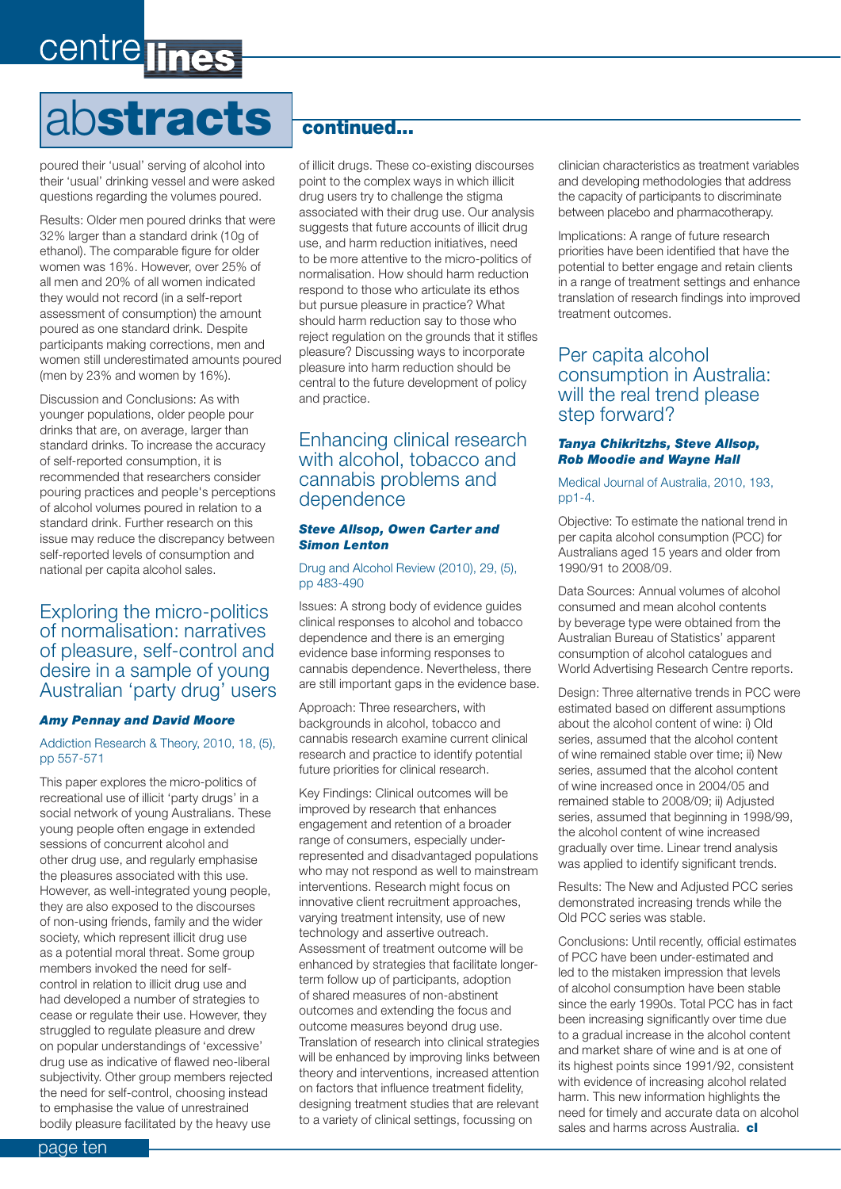# abstracts continued...

poured their 'usual' serving of alcohol into their 'usual' drinking vessel and were asked questions regarding the volumes poured.

Results: Older men poured drinks that were 32% larger than a standard drink (10g of ethanol). The comparable figure for older women was 16%. However, over 25% of all men and 20% of all women indicated they would not record (in a self-report assessment of consumption) the amount poured as one standard drink. Despite participants making corrections, men and women still underestimated amounts poured (men by 23% and women by 16%).

Discussion and Conclusions: As with younger populations, older people pour drinks that are, on average, larger than standard drinks. To increase the accuracy of self-reported consumption, it is recommended that researchers consider pouring practices and people's perceptions of alcohol volumes poured in relation to a standard drink. Further research on this issue may reduce the discrepancy between self-reported levels of consumption and national per capita alcohol sales.

## Exploring the micro-politics of normalisation: narratives of pleasure, self-control and desire in a sample of young Australian 'party drug' users

***Amy Pennay and David Moore***

Addiction Research & Theory, 2010, 18, (5), pp 557-571

This paper explores the micro-politics of recreational use of illicit 'party drugs' in a social network of young Australians. These young people often engage in extended sessions of concurrent alcohol and other drug use, and regularly emphasise the pleasures associated with this use. However, as well-integrated young people, they are also exposed to the discourses of non-using friends, family and the wider society, which represent illicit drug use as a potential moral threat. Some group members invoked the need for self-control in relation to illicit drug use and had developed a number of strategies to cease or regulate their use. However, they struggled to regulate pleasure and drew on popular understandings of 'excessive' drug use as indicative of flawed neo-liberal subjectivity. Other group members rejected the need for self-control, choosing instead to emphasise the value of unrestrained bodily pleasure facilitated by the heavy use of illicit drugs. These co-existing discourses point to the complex ways in which illicit drug users try to challenge the stigma associated with their drug use. Our analysis suggests that future accounts of illicit drug use, and harm reduction initiatives, need to be more attentive to the micro-politics of normalisation. How should harm reduction respond to those who articulate its ethos but pursue pleasure in practice? What should harm reduction say to those who reject regulation on the grounds that it stifles pleasure? Discussing ways to incorporate pleasure into harm reduction should be central to the future development of policy and practice.

## Enhancing clinical research with alcohol, tobacco and cannabis problems and dependence

***Steve Allsop, Owen Carter and Simon Lenton***

Drug and Alcohol Review (2010), 29, (5), pp 483-490

Issues: A strong body of evidence guides clinical responses to alcohol and tobacco dependence and there is an emerging evidence base informing responses to cannabis dependence. Nevertheless, there are still important gaps in the evidence base.

Approach: Three researchers, with backgrounds in alcohol, tobacco and cannabis research examine current clinical research and practice to identify potential future priorities for clinical research.

Key Findings: Clinical outcomes will be improved by research that enhances engagement and retention of a broader range of consumers, especially under-represented and disadvantaged populations who may not respond as well to mainstream interventions. Research might focus on innovative client recruitment approaches, varying treatment intensity, use of new technology and assertive outreach. Assessment of treatment outcome will be enhanced by strategies that facilitate longer-term follow up of participants, adoption of shared measures of non-abstinent outcomes and extending the focus and outcome measures beyond drug use. Translation of research into clinical strategies will be enhanced by improving links between theory and interventions, increased attention on factors that influence treatment fidelity, designing treatment studies that are relevant to a variety of clinical settings, focussing on clinician characteristics as treatment variables and developing methodologies that address the capacity of participants to discriminate between placebo and pharmacotherapy.

Implications: A range of future research priorities have been identified that have the potential to better engage and retain clients in a range of treatment settings and enhance translation of research findings into improved treatment outcomes.

## Per capita alcohol consumption in Australia: will the real trend please step forward?

***Tanya Chikritzhs, Steve Allsop, Rob Moodie and Wayne Hall***

Medical Journal of Australia, 2010, 193, pp1-4.

Objective: To estimate the national trend in per capita alcohol consumption (PCC) for Australians aged 15 years and older from 1990/91 to 2008/09.

Data Sources: Annual volumes of alcohol consumed and mean alcohol contents by beverage type were obtained from the Australian Bureau of Statistics' apparent consumption of alcohol catalogues and World Advertising Research Centre reports.

Design: Three alternative trends in PCC were estimated based on different assumptions about the alcohol content of wine: i) Old series, assumed that the alcohol content of wine remained stable over time; ii) New series, assumed that the alcohol content of wine increased once in 2004/05 and remained stable to 2008/09; ii) Adjusted series, assumed that beginning in 1998/99, the alcohol content of wine increased gradually over time. Linear trend analysis was applied to identify significant trends.

Results: The New and Adjusted PCC series demonstrated increasing trends while the Old PCC series was stable.

Conclusions: Until recently, official estimates of PCC have been under-estimated and led to the mistaken impression that levels of alcohol consumption have been stable since the early 1990s. Total PCC has in fact been increasing significantly over time due to a gradual increase in the alcohol content and market share of wine and is at one of its highest points since 1991/92, consistent with evidence of increasing alcohol related harm. This new information highlights the need for timely and accurate data on alcohol sales and harms across Australia. **cl**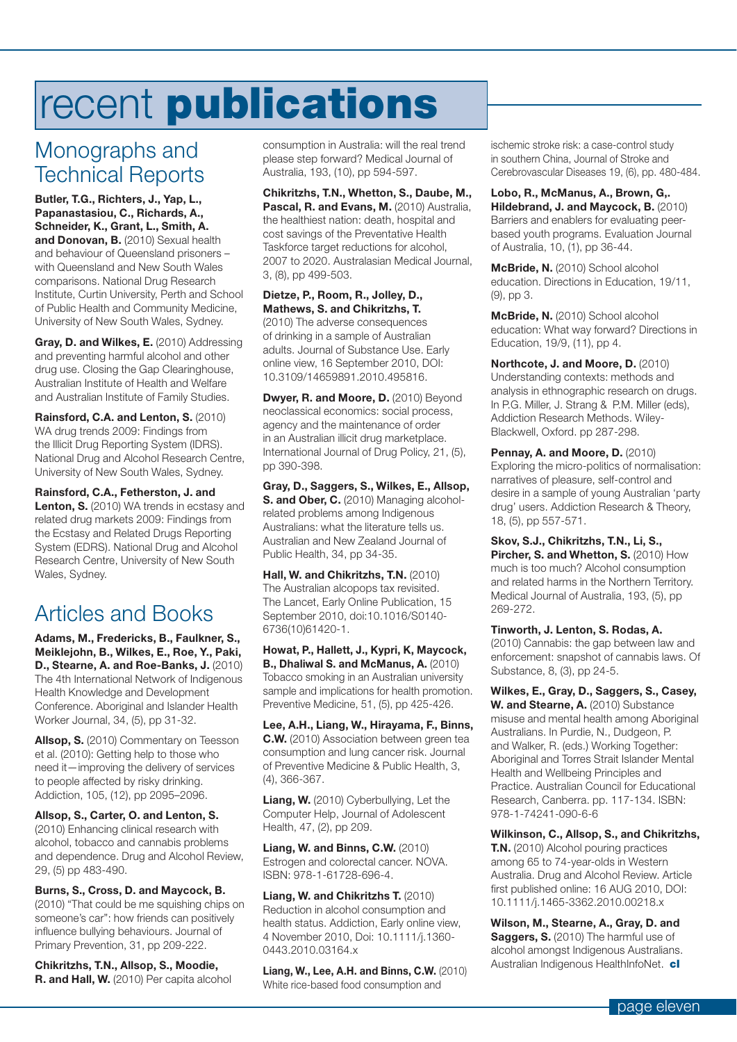# recent **publications**

## Monographs and Technical Reports

**Butler, T.G., Richters, J., Yap, L., Papanastasiou, C., Richards, A., Schneider, K., Grant, L., Smith, A. and Donovan, B.** (2010) Sexual health and behaviour of Queensland prisoners – with Queensland and New South Wales comparisons. National Drug Research Institute, Curtin University, Perth and School of Public Health and Community Medicine, University of New South Wales, Sydney.

**Gray, D. and Wilkes, E.** (2010) Addressing and preventing harmful alcohol and other drug use. Closing the Gap Clearinghouse, Australian Institute of Health and Welfare and Australian Institute of Family Studies.

**Rainsford, C.A. and Lenton, S.** (2010) WA drug trends 2009: Findings from the Illicit Drug Reporting System (IDRS). National Drug and Alcohol Research Centre, University of New South Wales, Sydney.

**Rainsford, C.A., Fetherston, J. and Lenton, S.** (2010) WA trends in ecstasy and related drug markets 2009: Findings from the Ecstasy and Related Drugs Reporting System (EDRS). National Drug and Alcohol Research Centre, University of New South Wales, Sydney.

## Articles and Books

**Adams, M., Fredericks, B., Faulkner, S., Meiklejohn, B., Wilkes, E., Roe, Y., Paki, D., Stearne, A. and Roe-Banks, J.** (2010) The 4th International Network of Indigenous Health Knowledge and Development Conference. Aboriginal and Islander Health Worker Journal, 34, (5), pp 31-32.

**Allsop, S.** (2010) Commentary on Teesson et al. (2010): Getting help to those who need it—improving the delivery of services to people affected by risky drinking. Addiction, 105, (12), pp 2095–2096.

**Allsop, S., Carter, O. and Lenton, S.** (2010) Enhancing clinical research with alcohol, tobacco and cannabis problems and dependence. Drug and Alcohol Review, 29, (5) pp 483-490.

**Burns, S., Cross, D. and Maycock, B.** (2010) "That could be me squishing chips on someone's car": how friends can positively influence bullying behaviours. Journal of Primary Prevention, 31, pp 209-222.

**Chikritzhs, T.N., Allsop, S., Moodie, R. and Hall, W.** (2010) Per capita alcohol consumption in Australia: will the real trend please step forward? Medical Journal of Australia, 193, (10), pp 594-597.

**Chikritzhs, T.N., Whetton, S., Daube, M., Pascal, R. and Evans, M.** (2010) Australia, the healthiest nation: death, hospital and cost savings of the Preventative Health Taskforce target reductions for alcohol, 2007 to 2020. Australasian Medical Journal, 3, (8), pp 499-503.

**Dietze, P., Room, R., Jolley, D., Mathews, S. and Chikritzhs, T.** (2010) The adverse consequences of drinking in a sample of Australian adults. Journal of Substance Use. Early online view, 16 September 2010, DOI: 10.3109/14659891.2010.495816.

**Dwyer, R. and Moore, D.** (2010) Beyond neoclassical economics: social process, agency and the maintenance of order in an Australian illicit drug marketplace. International Journal of Drug Policy, 21, (5), pp 390-398.

**Gray, D., Saggers, S., Wilkes, E., Allsop, S. and Ober, C.** (2010) Managing alcohol-related problems among Indigenous Australians: what the literature tells us. Australian and New Zealand Journal of Public Health, 34, pp 34-35.

**Hall, W. and Chikritzhs, T.N.** (2010) The Australian alcopops tax revisited. The Lancet, Early Online Publication, 15 September 2010, doi:10.1016/S0140-6736(10)61420-1.

**Howat, P., Hallett, J., Kypri, K, Maycock, B., Dhaliwal S. and McManus, A.** (2010) Tobacco smoking in an Australian university sample and implications for health promotion. Preventive Medicine, 51, (5), pp 425-426.

**Lee, A.H., Liang, W., Hirayama, F., Binns, C.W.** (2010) Association between green tea consumption and lung cancer risk. Journal of Preventive Medicine & Public Health, 3, (4), 366-367.

**Liang, W.** (2010) Cyberbullying, Let the Computer Help, Journal of Adolescent Health, 47, (2), pp 209.

**Liang, W. and Binns, C.W.** (2010) Estrogen and colorectal cancer. NOVA. ISBN: 978-1-61728-696-4.

**Liang, W. and Chikritzhs T.** (2010) Reduction in alcohol consumption and health status. Addiction, Early online view, 4 November 2010, Doi: 10.1111/j.1360-0443.2010.03164.x

**Liang, W., Lee, A.H. and Binns, C.W.** (2010) White rice-based food consumption and ischemic stroke risk: a case-control study in southern China, Journal of Stroke and Cerebrovascular Diseases 19, (6), pp. 480-484.

**Lobo, R., McManus, A., Brown, G,. Hildebrand, J. and Maycock, B.** (2010) Barriers and enablers for evaluating peer-based youth programs. Evaluation Journal of Australia, 10, (1), pp 36-44.

**McBride, N.** (2010) School alcohol education. Directions in Education, 19/11, (9), pp 3.

**McBride, N.** (2010) School alcohol education: What way forward? Directions in Education, 19/9, (11), pp 4.

**Northcote, J. and Moore, D.** (2010) Understanding contexts: methods and analysis in ethnographic research on drugs. In P.G. Miller, J. Strang & P.M. Miller (eds), Addiction Research Methods. Wiley-Blackwell, Oxford. pp 287-298.

**Pennay, A. and Moore, D.** (2010) Exploring the micro-politics of normalisation: narratives of pleasure, self-control and desire in a sample of young Australian 'party drug' users. Addiction Research & Theory, 18, (5), pp 557-571.

**Skov, S.J., Chikritzhs, T.N., Li, S., Pircher, S. and Whetton, S.** (2010) How much is too much? Alcohol consumption and related harms in the Northern Territory. Medical Journal of Australia, 193, (5), pp 269-272.

**Tinworth, J. Lenton, S. Rodas, A.** (2010) Cannabis: the gap between law and enforcement: snapshot of cannabis laws. Of Substance, 8, (3), pp 24-5.

**Wilkes, E., Gray, D., Saggers, S., Casey, W. and Stearne, A.** (2010) Substance misuse and mental health among Aboriginal Australians. In Purdie, N., Dudgeon, P. and Walker, R. (eds.) Working Together: Aboriginal and Torres Strait Islander Mental Health and Wellbeing Principles and Practice. Australian Council for Educational Research, Canberra. pp. 117-134. ISBN: 978-1-74241-090-6-6

**Wilkinson, C., Allsop, S., and Chikritzhs, T.N.** (2010) Alcohol pouring practices among 65 to 74-year-olds in Western Australia. Drug and Alcohol Review. Article first published online: 16 AUG 2010, DOI: 10.1111/j.1465-3362.2010.00218.x

**Wilson, M., Stearne, A., Gray, D. and Saggers, S.** (2010) The harmful use of alcohol amongst Indigenous Australians. Australian Indigenous HealthInfoNet. **cl**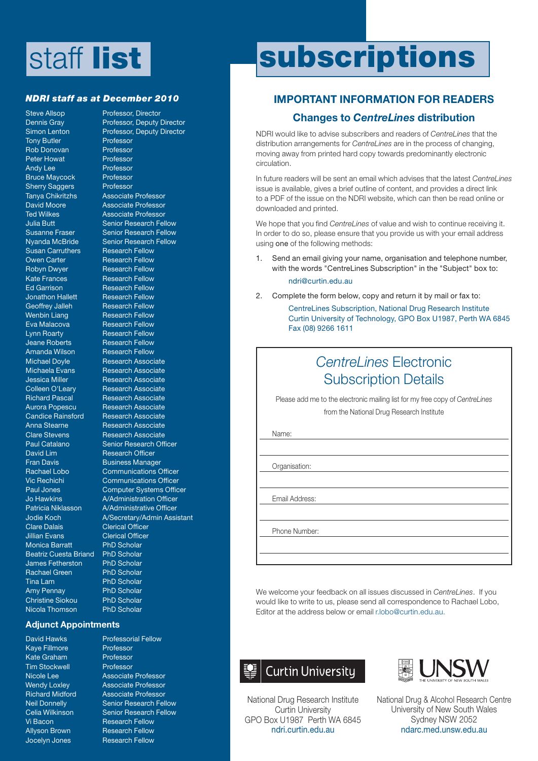# staff **list**

***NDRI staff as at December 2010***

| | |
|---|---|
| Steve Allsop | Professor, Director |
| Dennis Gray | Professor, Deputy Director |
| Simon Lenton | Professor, Deputy Director |
| Tony Butler | Professor |
| Rob Donovan | Professor |
| Peter Howat | Professor |
| Andy Lee | Professor |
| Bruce Maycock | Professor |
| Sherry Saggers | Professor |
| Tanya Chikritzhs | Associate Professor |
| David Moore | Associate Professor |
| Ted Wilkes | Associate Professor |
| Julia Butt | Senior Research Fellow |
| Susanne Fraser | Senior Research Fellow |
| Nyanda McBride | Senior Research Fellow |
| Susan Carruthers | Research Fellow |
| Owen Carter | Research Fellow |
| Robyn Dwyer | Research Fellow |
| Kate Frances | Research Fellow |
| Ed Garrison | Research Fellow |
| Jonathon Hallett | Research Fellow |
| Geoffrey Jalleh | Research Fellow |
| Wenbin Liang | Research Fellow |
| Eva Malacova | Research Fellow |
| Lynn Roarty | Research Fellow |
| Jeane Roberts | Research Fellow |
| Amanda Wilson | Research Fellow |
| Michael Doyle | Research Associate |
| Michaela Evans | Research Associate |
| Jessica Miller | Research Associate |
| Colleen O'Leary | Research Associate |
| Richard Pascal | Research Associate |
| Aurora Popescu | Research Associate |
| Candice Rainsford | Research Associate |
| Anna Stearne | Research Associate |
| Clare Stevens | Research Associate |
| Paul Catalano | Senior Research Officer |
| David Lim | Research Officer |
| Fran Davis | Business Manager |
| Rachael Lobo | Communications Officer |
| Vic Rechichi | Communications Officer |
| Paul Jones | Computer Systems Officer |
| Jo Hawkins | A/Administration Officer |
| Patricia Niklasson | A/Administrative Officer |
| Jodie Koch | A/Secretary/Admin Assistant |
| Clare Dalais | Clerical Officer |
| Jillian Evans | Clerical Officer |
| Monica Barratt | PhD Scholar |
| Beatriz Cuesta Briand | PhD Scholar |
| James Fetherston | PhD Scholar |
| Rachael Green | PhD Scholar |
| Tina Lam | PhD Scholar |
| Amy Pennay | PhD Scholar |
| Christine Siokou | PhD Scholar |
| Nicola Thomson | PhD Scholar |

## Adjunct Appointments

| | |
|---|---|
| David Hawks | Professorial Fellow |
| Kaye Fillmore | Professor |
| Kate Graham | Professor |
| Tim Stockwell | Professor |
| Nicole Lee | Associate Professor |
| Wendy Loxley | Associate Professor |
| Richard Midford | Associate Professor |
| Neil Donnelly | Senior Research Fellow |
| Celia Wilkinson | Senior Research Fellow |
| Vi Bacon | Research Fellow |
| Allyson Brown | Research Fellow |
| Jocelyn Jones | Research Fellow |

# subscriptions

## IMPORTANT INFORMATION FOR READERS

### Changes to *CentreLines* distribution

NDRI would like to advise subscribers and readers of *CentreLines* that the distribution arrangements for *CentreLines* are in the process of changing, moving away from printed hard copy towards predominantly electronic circulation.

In future readers will be sent an email which advises that the latest *CentreLines* issue is available, gives a brief outline of content, and provides a direct link to a PDF of the issue on the NDRI website, which can then be read online or downloaded and printed.

We hope that you find *CentreLines* of value and wish to continue receiving it. In order to do so, please ensure that you provide us with your email address using one of the following methods:

1. Send an email giving your name, organisation and telephone number, with the words "CentreLines Subscription" in the "Subject" box to:
   ndri@curtin.edu.au
2. Complete the form below, copy and return it by mail or fax to:
   CentreLines Subscription, National Drug Research Institute
   Curtin University of Technology, GPO Box U1987, Perth WA 6845
   Fax (08) 9266 1611

### *CentreLines* Electronic Subscription Details

Please add me to the electronic mailing list for my free copy of *CentreLines* from the National Drug Research Institute

Name:

Organisation:

Email Address:

Phone Number:

We welcome your feedback on all issues discussed in *CentreLines*. If you would like to write to us, please send all correspondence to Rachael Lobo, Editor at the address below or email r.lobo@curtin.edu.au.

Curtin University

National Drug Research Institute
Curtin University
GPO Box U1987 Perth WA 6845
ndri.curtin.edu.au

UNSW
THE UNIVERSITY OF NEW SOUTH WALES

National Drug & Alcohol Research Centre
University of New South Wales
Sydney NSW 2052
ndarc.med.unsw.edu.au